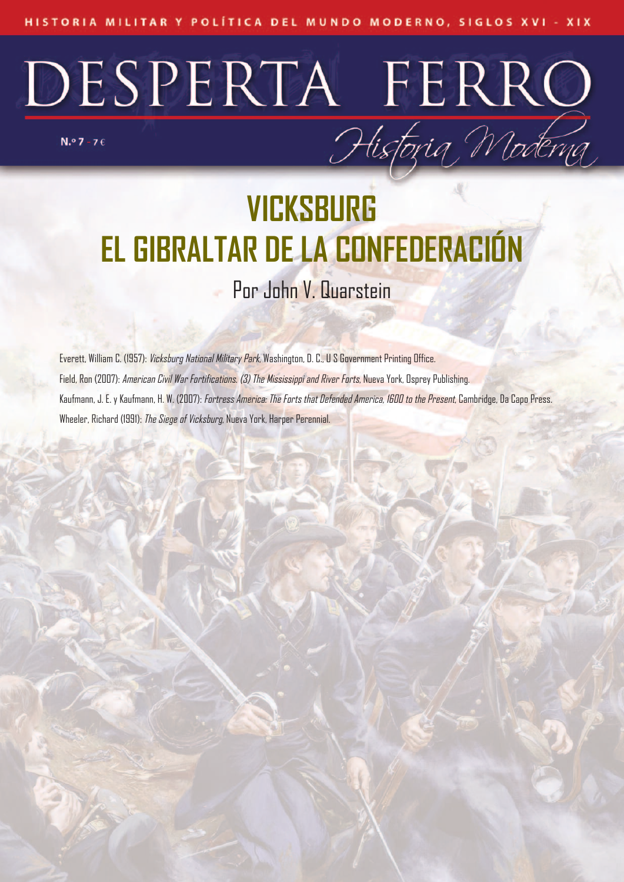HISTORIA MILITAR Y POLÍTICA DEL MUNDO MODERNO, SIGLOS XVI - XIX

# DESPERTA FERRO

*Historia Moderna*

N.º 7 - 7 €

# VICKSBURG EL GIBRALTAR DE LA CONFEDERACIÓN

Por John V. Quarstein

Everett, William C. (1957): *Vicksburg National Military Park*, Washington, D. C., U S Government Printing Office.

Field, Ron (2007): *American Civil War Fortifications. (3) The Mississippi and River Forts*, Nueva York, Osprey Publishing.

Kaufmann, J. E. y Kaufmann, H. W. (2007): *Fortress America: The Forts that Defended America, 1600 to the Present*, Cambridge, Da Capo Press.

Wheeler, Richard (1991): *The Siege of Vicksburg*, Nueva York, Harper Perennial.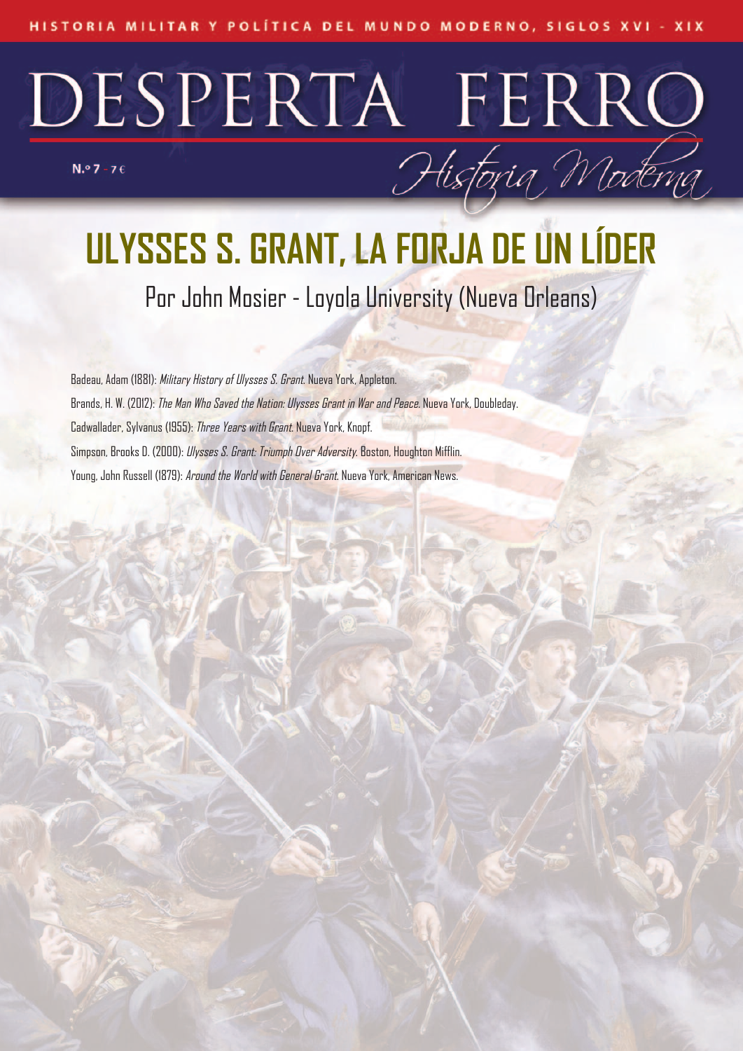# ULYSSES S. GRANT, LA FORJA DE UN LÍDER

Por John Mosier - Loyola University (Nueva Orleans)

Badeau, Adam (1881): *Military History of Ulysses S. Grant*. Nueva York, Appleton.

Brands, H. W. (2012): *The Man Who Saved the Nation: Ulysses Grant in War and Peace*. Nueva York, Doubleday.

Cadwallader, Sylvanus (1955): *Three Years with Grant*. Nueva York, Knopf.

Simpson, Brooks D. (2000): *Ulysses S. Grant: Triumph Over Adversity*. Boston, Houghton Mifflin.

Young, John Russell (1879): *Around the World with General Grant*. Nueva York, American News.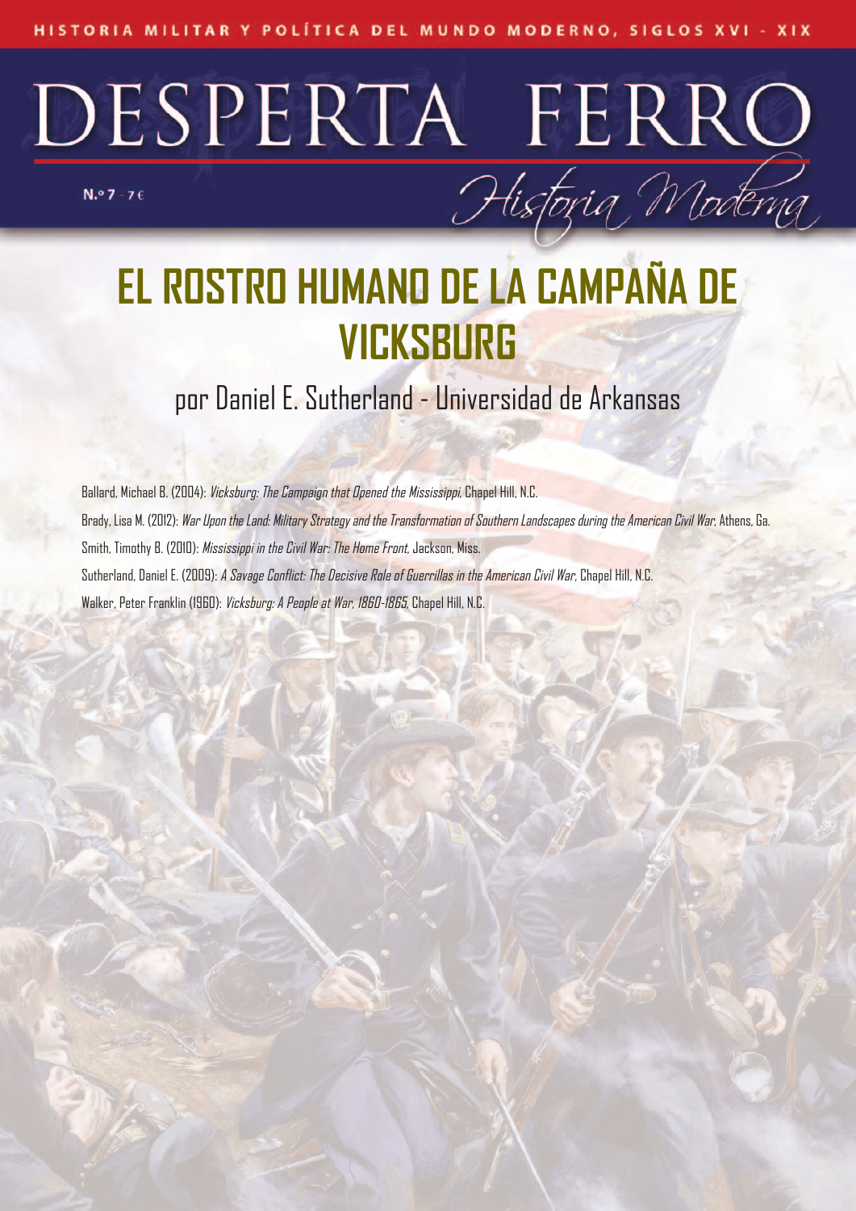# EL ROSTRO HUMANO DE LA CAMPAÑA DE VICKSBURG

por Daniel E. Sutherland - Universidad de Arkansas

Ballard, Michael B. (2004): *Vicksburg: The Campaign that Opened the Mississippi*, Chapel Hill, N.C.

Brady, Lisa M. (2012): *War Upon the Land: Military Strategy and the Transformation of Southern Landscapes during the American Civil War*, Athens, Ga.

Smith, Timothy B. (2010): *Mississippi in the Civil War: The Home Front*, Jackson, Miss.

Sutherland, Daniel E. (2009): *A Savage Conflict: The Decisive Role of Guerrillas in the American Civil War*, Chapel Hill, N.C.

Walker, Peter Franklin (1960): *Vicksburg: A People at War, 1860-1865*, Chapel Hill, N.C.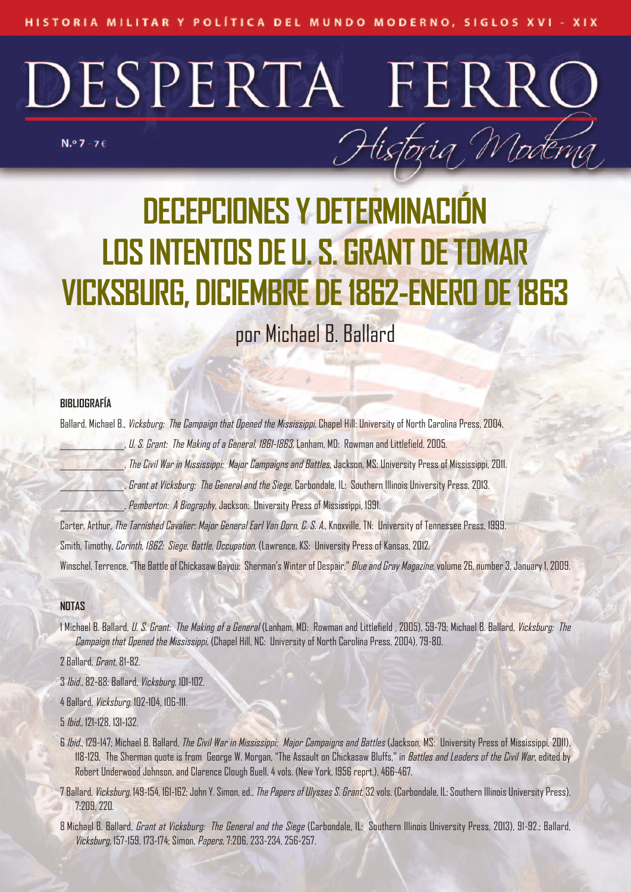HISTORIA MILITAR Y POLÍTICA DEL MUNDO MODERNO, SIGLOS XVI - XIX

# DESPERTA FERRO

N.º 7 - 7 €

*Historia Moderna*

# DECEPCIONES Y DETERMINACIÓN LOS INTENTOS DE U. S. GRANT DE TOMAR VICKSBURG, DICIEMBRE DE 1862-ENERO DE 1863

por Michael B. Ballard

### BIBLIOGRAFÍA

Ballard, Michael B., *Vicksburg: The Campaign that Opened the Mississippi*, Chapel Hill: University of North Carolina Press, 2004.

\_\_\_\_\_\_\_\_\_\_\_\_\_\_, *U. S. Grant: The Making of a General, 1861-1863*, Lanham, MD: Rowman and Littlefield, 2005.

\_\_\_\_\_\_\_\_\_\_\_\_\_\_, *The Civil War in Mississippi: Major Campaigns and Battles*, Jackson, MS: University Press of Mississippi, 2011.

\_\_\_\_\_\_\_\_\_\_\_\_\_\_, *Grant at Vicksburg: The General and the Siege*, Carbondale, IL: Southern Illinois University Press, 2013.

\_\_\_\_\_\_\_\_\_\_\_\_\_\_, *Pemberton: A Biography*, Jackson: University Press of Mississippi, 1991.

Carter, Arthur, *The Tarnished Cavalier: Major General Earl Van Dorn, C. S. A.*, Knoxville, TN: University of Tennessee Press, 1999.

Smith, Timothy, *Corinth, 1862: Siege, Battle, Occupation*, (Lawrence, KS: University Press of Kansas, 2012.

Winschel, Terrence, "The Battle of Chickasaw Bayou: Sherman's Winter of Despair," *Blue and Gray Magazine*, volume 26, number 3, January 1, 2009.

### NOTAS

1 Michael B. Ballard, *U. S. Grant: The Making of a General* (Lanham, MD: Rowman and Littlefield , 2005), 59-79; Michael B. Ballard, *Vicksburg: The Campaign that Opened the Mississippi*, (Chapel Hill, NC: University of North Carolina Press, 2004), 79-80.

2 Ballard, *Grant*, 81-82.

3 *Ibid.*, 82-88; Ballard, *Vicksburg*, 101-102.

4 Ballard, *Vicksburg*, 102-104, 106-111.

5 *Ibid.*, 121-128, 131-132.

6 *Ibid.*, 129-147; Michael B. Ballard, *The Civil War in Mississippi: Major Campaigns and Battles* (Jackson, MS: University Press of Mississippi, 2011), 118-129, The Sherman quote is from George W. Morgan, "The Assault on Chickasaw Bluffs," in *Battles and Leaders of the Civil War*, edited by Robert Underwood Johnson, and Clarence Clough Buell, 4 vols. (New York, 1956 reprt.), 466-467.

7 Ballard, *Vicksburg*, 149-154, 161-162; John Y. Simon, ed., *The Papers of Ulysses S. Grant*, 32 vols. (Carbondale, IL: Southern Illinois University Press), 7:209, 220.

8 Michael B. Ballard, *Grant at Vicksburg: The General and the Siege* (Carbondale, IL: Southern Illinois University Press, 2013), 91-92.; Ballard, *Vicksburg*, 157-159, 173-174; Simon, *Papers*, 7:206, 233-234, 256-257.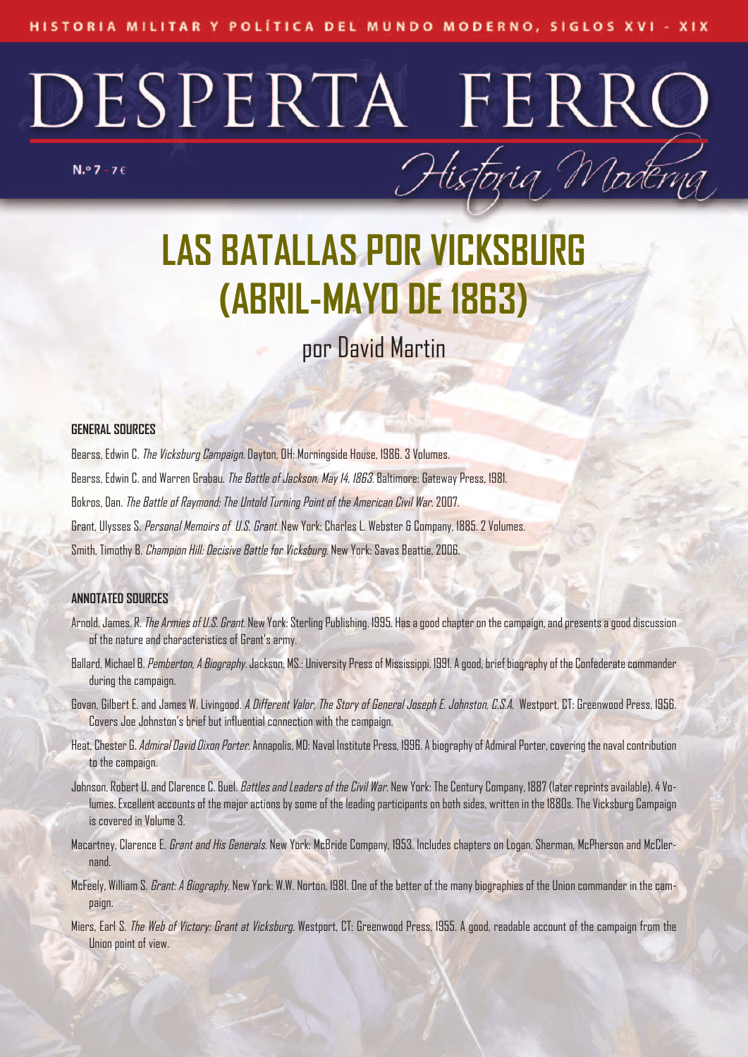HISTORIA MILITAR Y POLÍTICA DEL MUNDO MODERNO, SIGLOS XVI - XIX

# DESPERTA FERRO

*Historia Moderna*

N.º 7 - 7 €

# LAS BATALLAS POR VICKSBURG (ABRIL-MAYO DE 1863)

por David Martin

### GENERAL SOURCES

Bearss, Edwin C. *The Vicksburg Campaign*. Dayton, OH: Morningside House, 1986. 3 Volumes.

Bearss, Edwin C. and Warren Grabau. *The Battle of Jackson, May 14, 1863*. Baltimore: Gateway Press, 1981.

Bokros, Dan. *The Battle of Raymond: The Untold Turning Point of the American Civil War*. 2007.

Grant, Ulysses S. *Personal Memoirs of U.S. Grant*. New York: Charles L. Webster & Company, 1885. 2 Volumes.

Smith, Timothy B. *Champion Hill: Decisive Battle for Vicksburg*. New York: Savas Beattie, 2006.

### ANNOTATED SOURCES

Arnold, James. R. *The Armies of U.S. Grant*. New York: Sterling Publishing, 1995. Has a good chapter on the campaign, and presents a good discussion of the nature and characteristics of Grant's army.

Ballard, Michael B. *Pemberton, A Biography*. Jackson, MS.: University Press of Mississippi, 1991. A good, brief biography of the Confederate commander during the campaign.

Govan, Gilbert E. and James W. Livingood. *A Different Valor, The Story of General Joseph E. Johnston, C.S.A.* Westport, CT: Greenwood Press, 1956. Covers Joe Johnston's brief but influential connection with the campaign.

Heat, Chester G. *Admiral David Dixon Porter*. Annapolis, MD: Naval Institute Press, 1996. A biography of Admiral Porter, covering the naval contribution to the campaign.

Johnson, Robert U. and Clarence C. Buel. *Battles and Leaders of the Civil War*. New York: The Century Company, 1887 (later reprints available). 4 Volumes. Excellent accounts of the major actions by some of the leading participants on both sides, written in the 1880s. The Vicksburg Campaign is covered in Volume 3.

Macartney, Clarence E. *Grant and His Generals*. New York: McBride Company, 1953. Includes chapters on Logan, Sherman, McPherson and McClernand.

McFeely, William S. *Grant: A Biography*. New York: W.W. Norton, 1981. One of the better of the many biographies of the Union commander in the campaign.

Miers, Earl S. *The Web of Victory: Grant at Vicksburg*. Westport, CT: Greenwood Press, 1955. A good, readable account of the campaign from the Union point of view.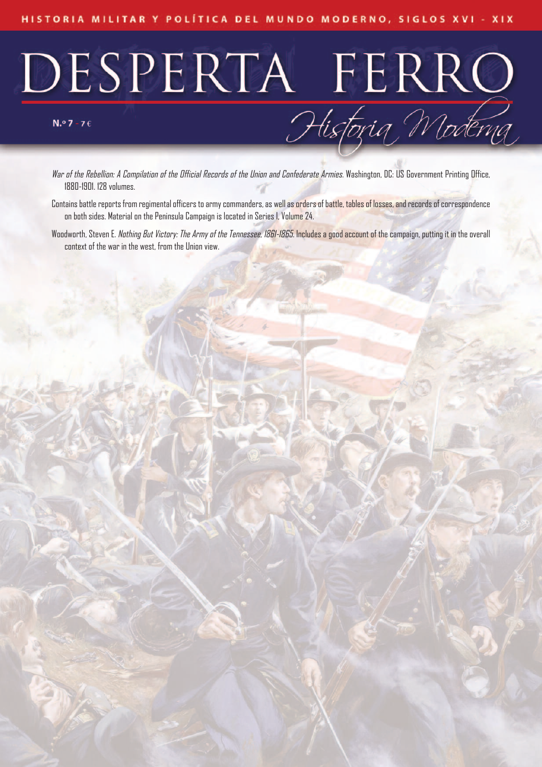*War of the Rebellion: A Compilation of the Official Records of the Union and Confederate Armies.* Washington, DC: US Government Printing Office, 1880-1901. 128 volumes.

Contains battle reports from regimental officers to army commanders, as well as orders of battle, tables of losses, and records of correspondence on both sides. Material on the Peninsula Campaign is located in Series I, Volume 24.

Woodworth, Steven E. *Nothing But Victory: The Army of the Tennessee, 1861-1865.* Includes a good account of the campaign, putting it in the overall context of the war in the west, from the Union view.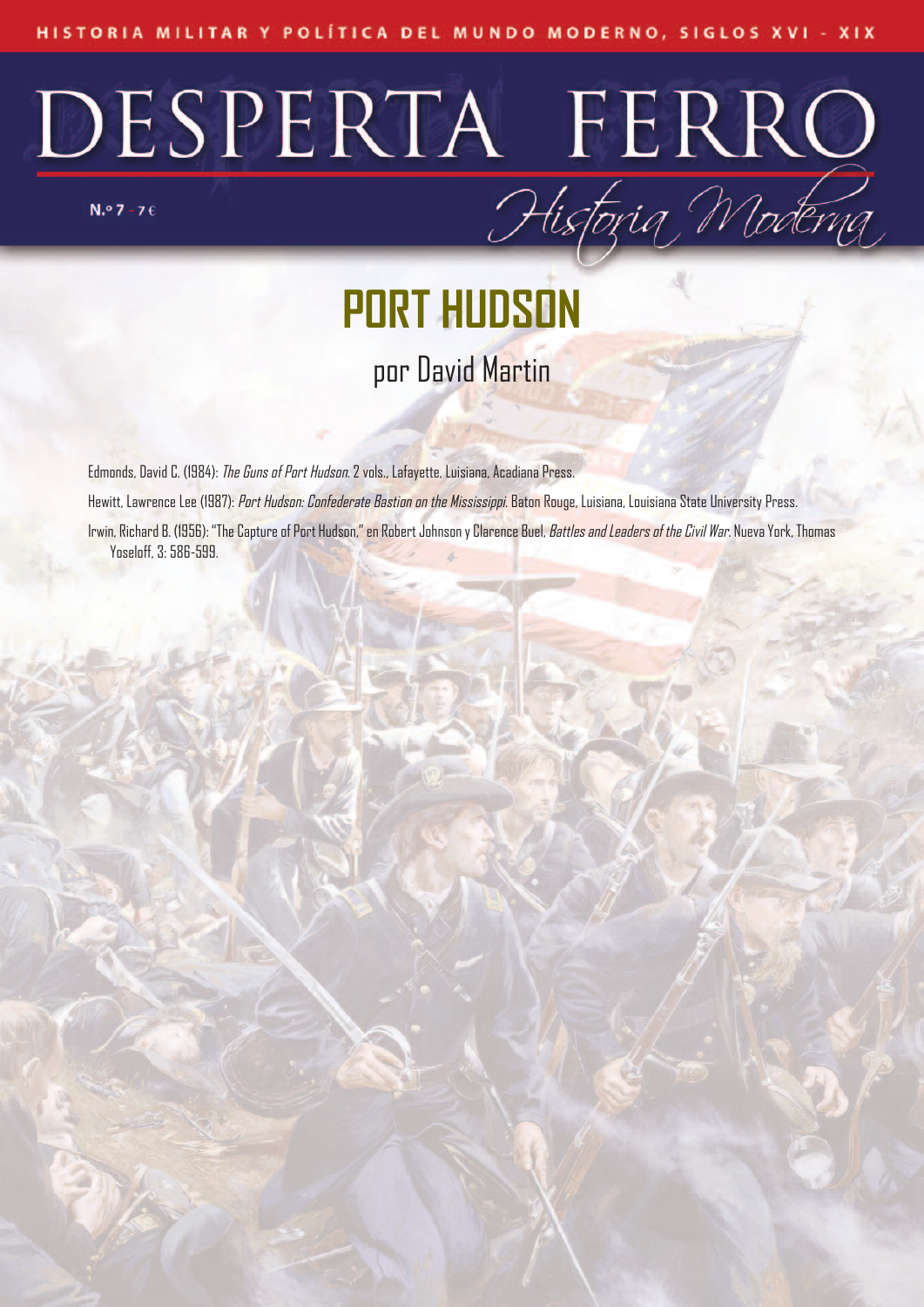# PORT HUDSON

por David Martin

Edmonds, David C. (1984): *The Guns of Port Hudson*. 2 vols., Lafayette, Luisiana, Acadiana Press.

Hewitt, Lawrence Lee (1987): *Port Hudson: Confederate Bastion on the Mississippi*. Baton Rouge, Luisiana, Louisiana State University Press.

Irwin, Richard B. (1956): "The Capture of Port Hudson," en Robert Johnson y Clarence Buel, *Battles and Leaders of the Civil War*. Nueva York, Thomas Yoseloff, 3: 586-599.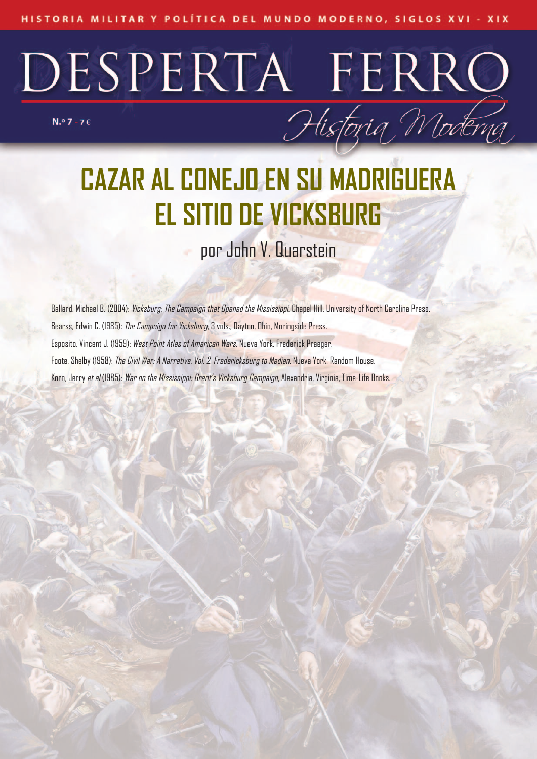# CAZAR AL CONEJO EN SU MADRIGUERA
# EL SITIO DE VICKSBURG

por John V. Quarstein

Ballard, Michael B. (2004): *Vicksburg: The Campaign that Opened the Mississippi*, Chapel Hill, University of North Carolina Press.

Bearss, Edwin C. (1985): *The Campaign for Vicksburg*, 3 vols., Dayton, Ohio, Moringside Press.

Esposito, Vincent J. (1959): *West Point Atlas of American Wars*, Nueva York, Frederick Praeger.

Foote, Shelby (1958): *The Civil War: A Narrative. Vol. 2, Fredericksburg to Median*, Nueva York, Random House.

Korn, Jerry *et al* (1985): *War on the Mississippi: Grant's Vicksburg Campaign*, Alexandria, Virginia, Time-Life Books.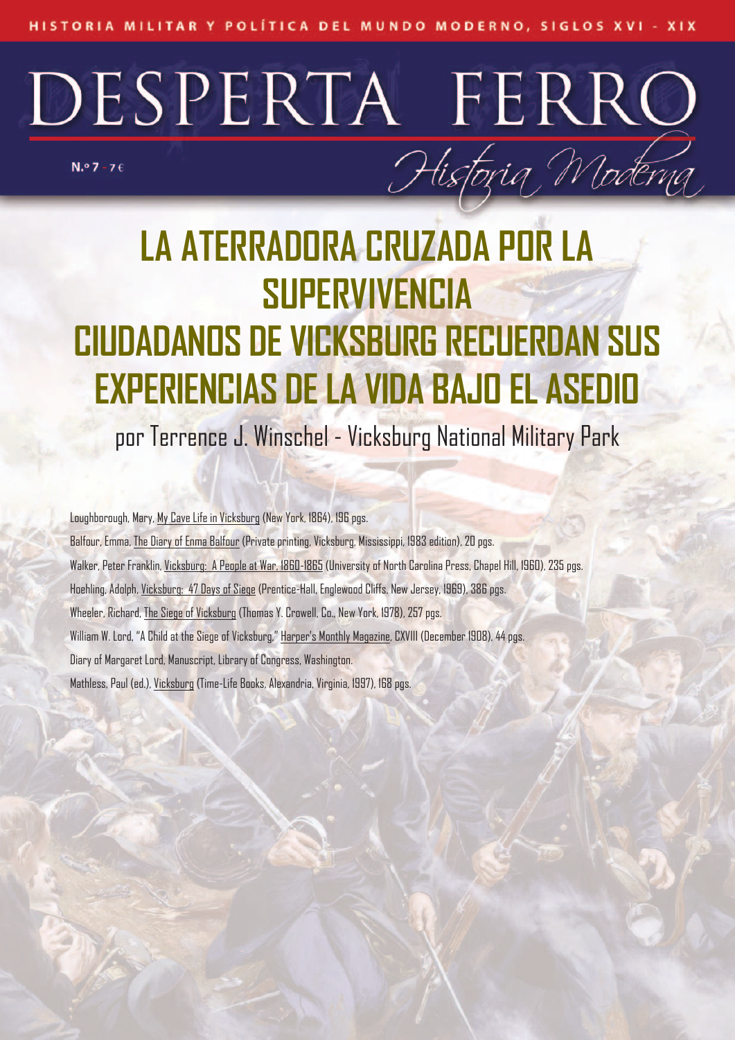# LA ATERRADORA CRUZADA POR LA SUPERVIVENCIA CIUDADANOS DE VICKSBURG RECUERDAN SUS EXPERIENCIAS DE LA VIDA BAJO EL ASEDIO

por Terrence J. Winschel - Vicksburg National Military Park

Loughborough, Mary, My Cave Life in Vicksburg (New York, 1864), 196 pgs.

Balfour, Emma, The Diary of Emma Balfour (Private printing, Vicksburg, Mississippi, 1983 edition), 20 pgs.

Walker, Peter Franklin, Vicksburg: A People at War, 1860-1865 (University of North Carolina Press, Chapel Hill, 1960), 235 pgs.

Hoehling, Adolph, Vicksburg: 47 Days of Siege (Prentice-Hall, Englewood Cliffs, New Jersey, 1969), 386 pgs.

Wheeler, Richard, The Siege of Vicksburg (Thomas Y. Crowell, Co., New York, 1978), 257 pgs.

William W. Lord, "A Child at the Siege of Vicksburg," Harper's Monthly Magazine, CXVIII (December 1908), 44 pgs.

Diary of Margaret Lord, Manuscript, Library of Congress, Washington.

Mathless, Paul (ed.), Vicksburg (Time-Life Books, Alexandria, Virginia, 1997), 168 pgs.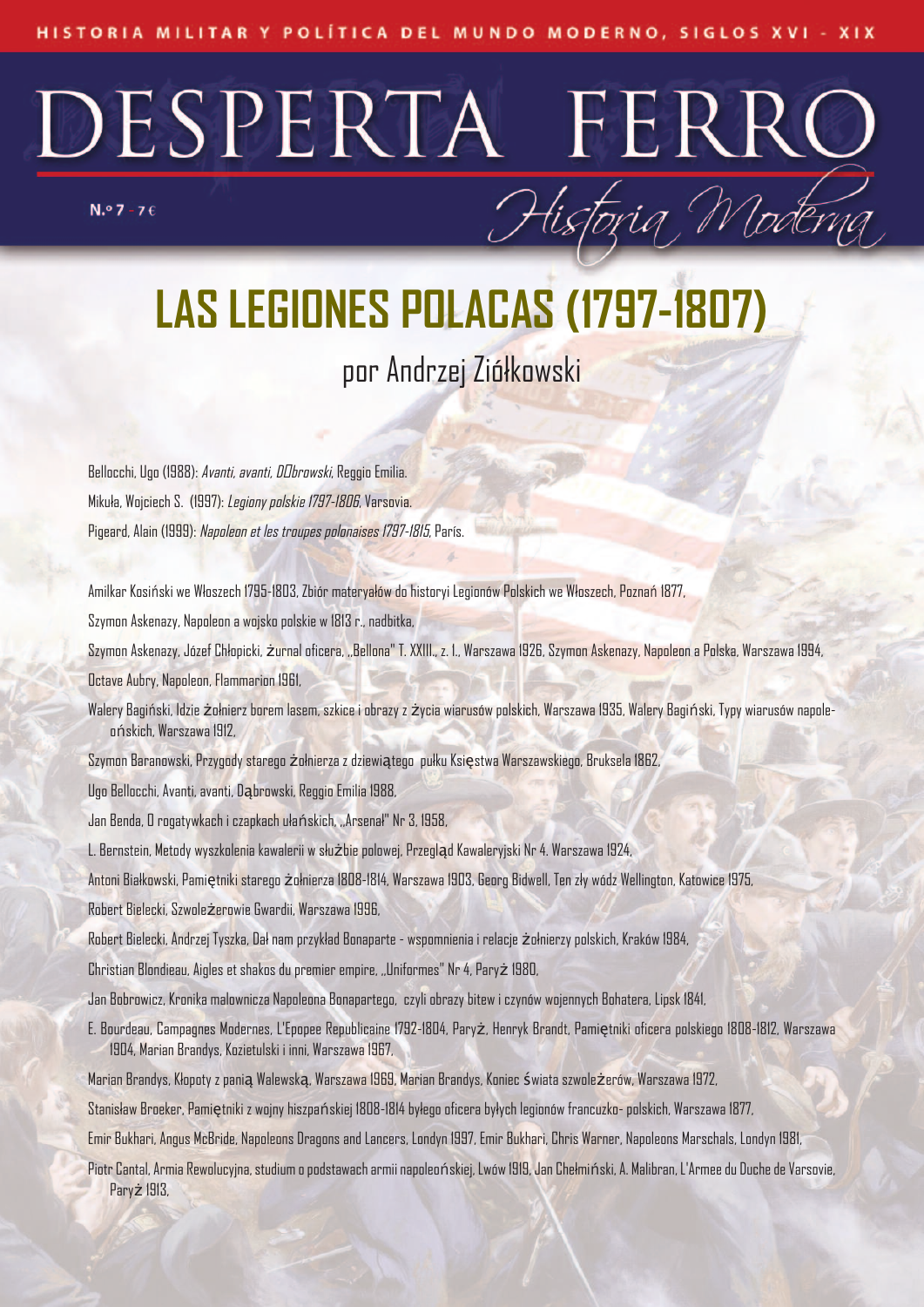HISTORIA MILITAR Y POLÍTICA DEL MUNDO MODERNO, SIGLOS XVI - XIX

# DESPERTA FERRO

*Historia Moderna*

N.º 7 - 7 €

# LAS LEGIONES POLACAS (1797-1807)

## por Andrzej Ziółkowski

Bellocchi, Ugo (1988): *Avanti, avanti, DDbrowski*, Reggio Emilia.

Mikuła, Wojciech S. (1997): *Legiony polskie 1797-1806*, Varsovia.

Pigeard, Alain (1999): *Napoleon et les troupes polonaises 1797-1815*, París.

Amilkar Kosiński we Włoszech 1795-1803, Zbiór materyałów do historyi Legionów Polskich we Włoszech, Poznań 1877,

Szymon Askenazy, Napoleon a wojsko polskie w 1813 r., nadbitka,

Szymon Askenazy, Józef Chłopicki, żurnal oficera, „Bellona" T. XXIII., z. 1., Warszawa 1926, Szymon Askenazy, Napoleon a Polska, Warszawa 1994,

Octave Aubry, Napoleon, Flammarion 1961,

Walery Bagiński, Idzie żołnierz borem lasem, szkice i obrazy z życia wiarusów polskich, Warszawa 1935, Walery Bagiński, Typy wiarusów napoleońskich, Warszawa 1912,

Szymon Baranowski, Przygody starego żołnierza z dziewiątego pułku Księstwa Warszawskiego, Bruksela 1862,

Ugo Bellocchi, Avanti, avanti, Dąbrowski, Reggio Emilia 1988,

Jan Benda, O rogatywkach i czapkach ułańskich, „Arsenał" Nr 3, 1958,

L. Bernstein, Metody wyszkolenia kawalerii w służbie polowej, Przegląd Kawaleryjski Nr 4. Warszawa 1924,

Antoni Białkowski, Pamiętniki starego żołnierza 1808-1814, Warszawa 1903, Georg Bidwell, Ten zły wódz Wellington, Katowice 1975,

Robert Bielecki, Szwoleżerowie Gwardii, Warszawa 1996,

Robert Bielecki, Andrzej Tyszka, Dał nam przykład Bonaparte - wspomnienia i relacje żołnierzy polskich, Kraków 1984,

Christian Blondieau, Aigles et shakos du premier empire, „Uniformes" Nr 4, Paryż 1980,

Jan Bobrowicz, Kronika malownicza Napoleona Bonapartego, czyli obrazy bitew i czynów wojennych Bohatera, Lipsk 1841,

E. Bourdeau, Campagnes Modernes, L'Epopee Republicaine 1792-1804, Paryż, Henryk Brandt, Pamiętniki oficera polskiego 1808-1812, Warszawa 1904, Marian Brandys, Kozietulski i inni, Warszawa 1967,

Marian Brandys, Kłopoty z panią Walewską, Warszawa 1969, Marian Brandys, Koniec świata szwoleżerów, Warszawa 1972,

Stanisław Broeker, Pamiętniki z wojny hiszpańskiej 1808-1814 byłego oficera byłych legionów francuzko- polskich, Warszawa 1877,

Emir Bukhari, Angus McBride, Napoleons Dragons and Lancers, Londyn 1997, Emir Bukhari, Chris Warner, Napoleons Marschals, Londyn 1981,

Piotr Cantal, Armia Rewolucyjna, studium o podstawach armii napoleońskiej, Lwów 1919, Jan Chełmiński, A. Malibran, L'Armee du Duche de Varsovie, Paryż 1913,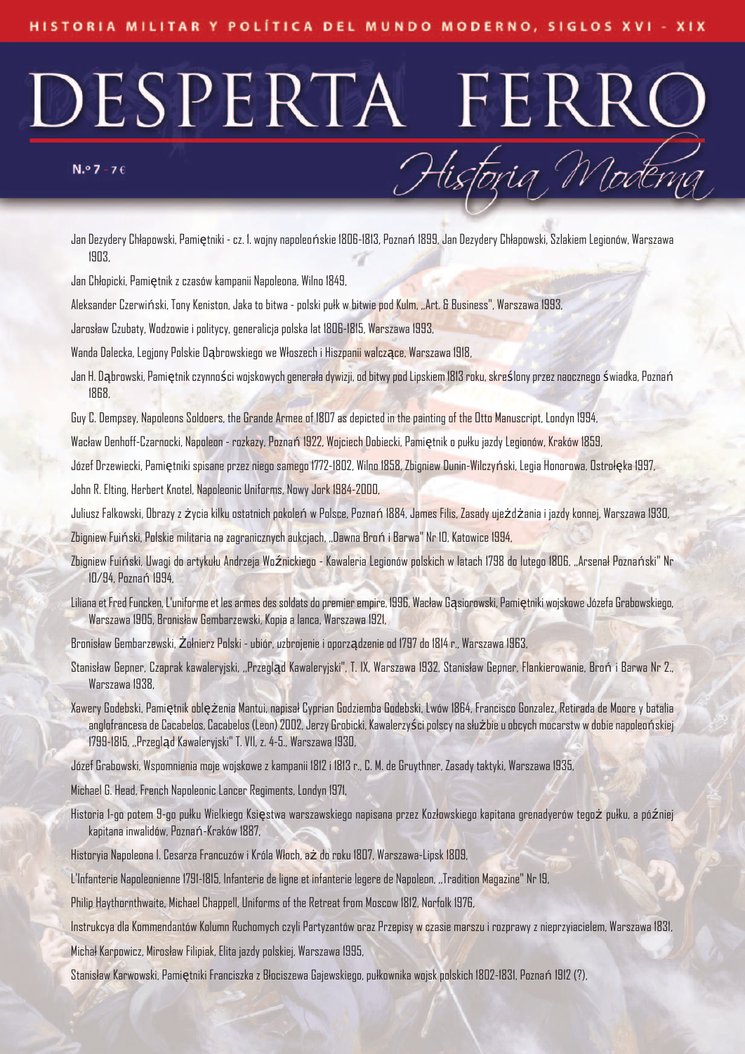Jan Dezydery Chłapowski, Pamiętniki - cz. 1. wojny napoleońskie 1806-1813, Poznań 1899, Jan Dezydery Chłapowski, Szlakiem Legionów, Warszawa 1903,

Jan Chłopicki, Pamiętnik z czasów kampanii Napoleona, Wilno 1849,

Aleksander Czerwiński, Tony Keniston, Jaka to bitwa - polski pułk w bitwie pod Kulm, „Art. & Business", Warszawa 1993,

Jarosław Czubaty, Wodzowie i politycy, generalicja polska lat 1806-1815, Warszawa 1993,

Wanda Dalecka, Legjony Polskie Dąbrowskiego we Włoszech i Hiszpanii walczące, Warszawa 1918,

Jan H. Dąbrowski, Pamiętnik czynności wojskowych generała dywizji, od bitwy pod Lipskiem 1813 roku, skreślony przez naocznego świadka, Poznań 1868,

Guy C. Dempsey, Napoleons Soldoers, the Grande Armee of 1807 as depicted in the painting of the Otto Manuscript, Londyn 1994,

Wacław Denhoff-Czarnocki, Napoleon - rozkazy, Poznań 1922, Wojciech Dobiecki, Pamiętnik o pułku jazdy Legionów, Kraków 1859,

Józef Drzewiecki, Pamiętniki spisane przez niego samego 1772-1802, Wilno 1858, Zbigniew Dunin-Wilczyński, Legia Honorowa, Ostrołęka 1997,

John R. Elting, Herbert Knotel, Napoleonic Uniforms, Nowy Jork 1984-2000,

Juliusz Falkowski, Obrazy z życia kilku ostatnich pokoleń w Polsce, Poznań 1884, James Filis, Zasady ujeżdżania i jazdy konnej, Warszawa 1930,

Zbigniew Fuiński, Polskie militaria na zagranicznych aukcjach, „Dawna Broń i Barwa" Nr 10, Katowice 1994,

Zbigniew Fuiński, Uwagi do artykułu Andrzeja Woźnickiego - Kawaleria Legionów polskich w latach 1798 do lutego 1806, „Arsenał Poznański" Nr 10/94, Poznań 1994,

Liliana et Fred Funcken, L'uniforme et les armes des soldats do premier empire, 1996, Wacław Gąsiorowski, Pamiętniki wojskowe Józefa Grabowskiego, Warszawa 1905, Bronisław Gembarzewski, Kopia a lanca, Warszawa 1921,

Bronisław Gembarzewski, Żołnierz Polski - ubiór, uzbrojenie i oporządzenie od 1797 do 1814 r., Warszawa 1963,

Stanisław Gepner, Czaprak kawaleryjski, „Przegląd Kawaleryjski", T. IX, Warszawa 1932, Stanisław Gepner, Flankierowanie, Broń i Barwa Nr 2., Warszawa 1938,

Xawery Godebski, Pamiętnik oblężenia Mantui, napisał Cyprian Godziemba Godebski, Lwów 1864, Francisco Gonzalez, Retirada de Moore y batalia anglofrancesa de Cacabelos, Cacabelos (Leon) 2002, Jerzy Grobicki, Kawalerzyści polscy na służbie u obcych mocarstw w dobie napoleońskiej 1799-1815, „Przegląd Kawaleryjski" T. VII, z. 4-5., Warszawa 1930,

Józef Grabowski, Wspomnienia moje wojskowe z kampanii 1812 i 1813 r., C. M. de Gruythner, Zasady taktyki, Warszawa 1935,

Michael G. Head, French Napoleonic Lancer Regiments, Londyn 1971,

Historia 1-go potem 9-go pułku Wielkiego Księstwa warszawskiego napisana przez Kozłowskiego kapitana grenadyerów tegoż pułku, a później kapitana inwalidów, Poznań-Kraków 1887,

Historya Napoleona I. Cesarza Francuzów i Króla Włoch, aż do roku 1807, Warszawa-Lipsk 1809,

L'Infanterie Napoleonienne 1791-1815, Infanterie de ligne et infanterie legere de Napoleon, „Tradition Magazine" Nr 19,

Philip Haythornthwaite, Michael Chappell, Uniforms of the Retreat from Moscow 1812, Norfolk 1976,

Instrukcya dla Kommendantów Kolumn Ruchomych czyli Partyzantów oraz Przepisy w czasie marszu i rozprawy z nieprzyiacielem, Warszawa 1831,

Michał Karpowicz, Mirosław Filipiak, Elita jazdy polskiej, Warszawa 1995,

Stanisław Karwowski, Pamiętniki Franciszka z Błociszewa Gajewskiego, pułkownika wojsk polskich 1802-1831, Poznań 1912 (?),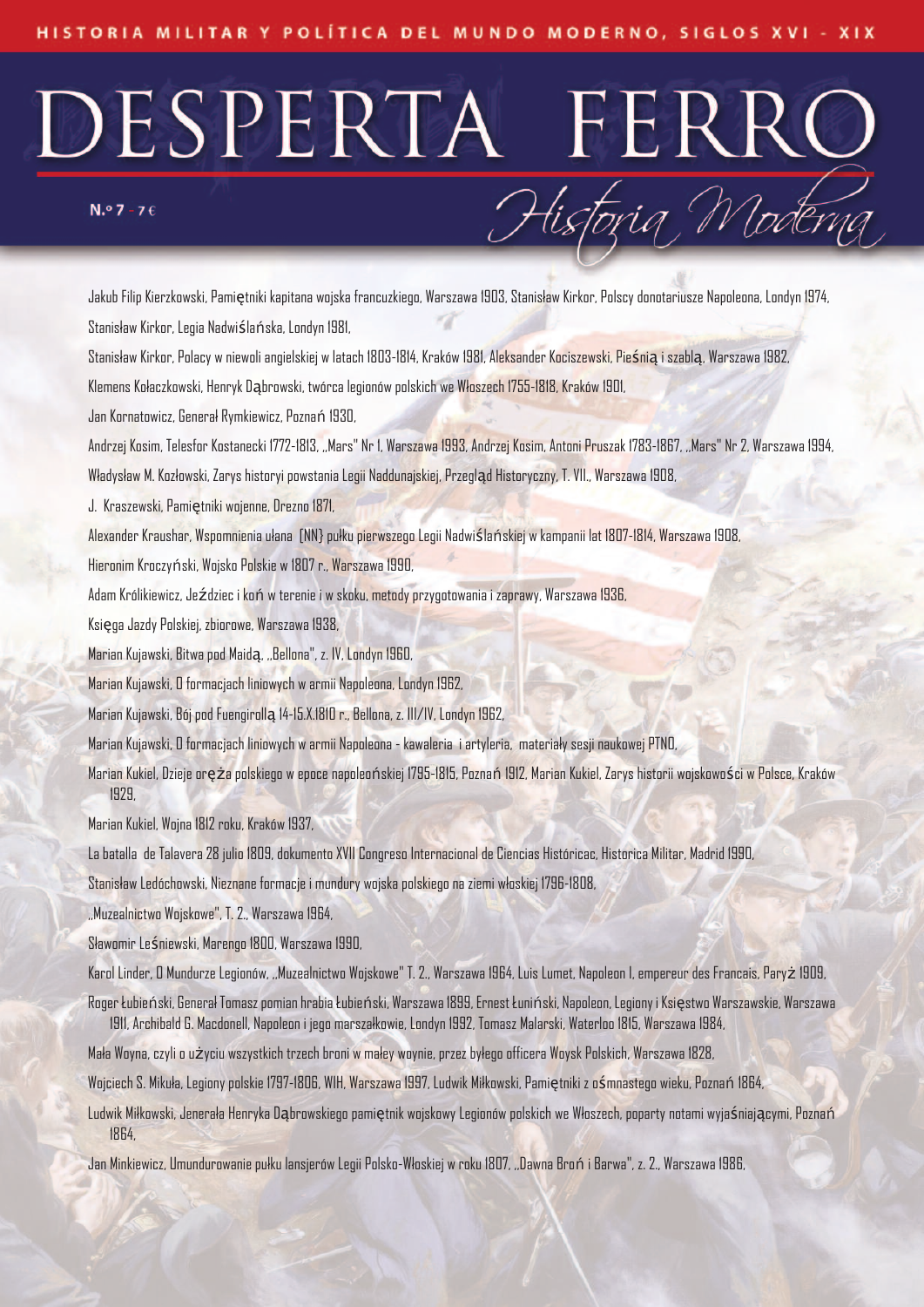Jakub Filip Kierzkowski, Pamiętniki kapitana wojska francuzkiego, Warszawa 1903, Stanisław Kirkor, Polscy donotariusze Napoleona, Londyn 1974,

Stanisław Kirkor, Legia Nadwiślańska, Londyn 1981,

Stanisław Kirkor, Polacy w niewoli angielskiej w latach 1803-1814, Kraków 1981, Aleksander Kociszewski, Pieśnią i szablą, Warszawa 1982,

Klemens Kołaczkowski, Henryk Dąbrowski, twórca legionów polskich we Włoszech 1755-1818, Kraków 1901,

Jan Kornatowicz, Generał Rymkiewicz, Poznań 1930,

Andrzej Kosim, Telesfor Kostanecki 1772-1813, „Mars" Nr 1, Warszawa 1993, Andrzej Kosim, Antoni Pruszak 1783-1867, „Mars" Nr 2, Warszawa 1994,

Władysław M. Kozłowski, Zarys historyi powstania Legii Naddunajskiej, Przegląd Historyczny, T. VII., Warszawa 1908,

J. Kraszewski, Pamiętniki wojenne, Drezno 1871,

Alexander Kraushar, Wspomnienia ułana [NN] pułku pierwszego Legii Nadwiślańskiej w kampanii lat 1807-1814, Warszawa 1908,

Hieronim Kroczyński, Wojsko Polskie w 1807 r., Warszawa 1990,

Adam Królikiewicz, Jeździec i koń w terenie i w skoku, metody przygotowania i zaprawy, Warszawa 1936,

Księga Jazdy Polskiej, zbiorowe, Warszawa 1938,

Marian Kujawski, Bitwa pod Maidą, „Bellona", z. IV, Londyn 1960,

Marian Kujawski, O formacjach liniowych w armii Napoleona, Londyn 1962,

Marian Kujawski, Bój pod Fuengirollą 14-15.X.1810 r., Bellona, z. III/IV, Londyn 1962,

Marian Kujawski, O formacjach liniowych w armii Napoleona - kawaleria i artyleria, materiały sesji naukowej PTNO,

Marian Kukiel, Dzieje oręża polskiego w epoce napoleońskiej 1795-1815, Poznań 1912, Marian Kukiel, Zarys historii wojskowości w Polsce, Kraków 1929,

Marian Kukiel, Wojna 1812 roku, Kraków 1937,

La batalla de Talavera 28 julio 1809, dokumento XVII Congreso Internacional de Ciencias Histόricac, Historica Militar, Madrid 1990,

Stanisław Ledóchowski, Nieznane formacje i mundury wojska polskiego na ziemi włoskiej 1796-1808,

„Muzealnictwo Wojskowe", T. 2., Warszawa 1964,

Sławomir Leśniewski, Marengo 1800, Warszawa 1990,

Karol Linder, O Mundurze Legionów, „Muzealnictwo Wojskowe" T. 2., Warszawa 1964, Luis Lumet, Napoleon I, empereur des Francais, Paryż 1909,

Roger Łubieński, Generał Tomasz pomian hrabia Łubieński, Warszawa 1899, Ernest Łuniński, Napoleon, Legiony i Księstwo Warszawskie, Warszawa 1911, Archibald G. Macdonell, Napoleon i jego marszałkowie, Londyn 1992, Tomasz Malarski, Waterloo 1815, Warszawa 1984,

Mała Woyna, czyli o użyciu wszystkich trzech broni w małey woynie, przez byłego officera Woysk Polskich, Warszawa 1828,

Wojciech S. Mikuła, Legiony polskie 1797-1806, WIH, Warszawa 1997, Ludwik Miłkowski, Pamiętniki z ośmnastego wieku, Poznań 1864,

Ludwik Miłkowski, Jenerała Henryka Dąbrowskiego pamiętnik wojskowy Legionów polskich we Włoszech, poparty notami wyjaśniającymi, Poznań 1864,

Jan Minkiewicz, Umundurowanie pułku lansjerów Legii Polsko-Włoskiej w roku 1807, „Dawna Broń i Barwa", z. 2., Warszawa 1986,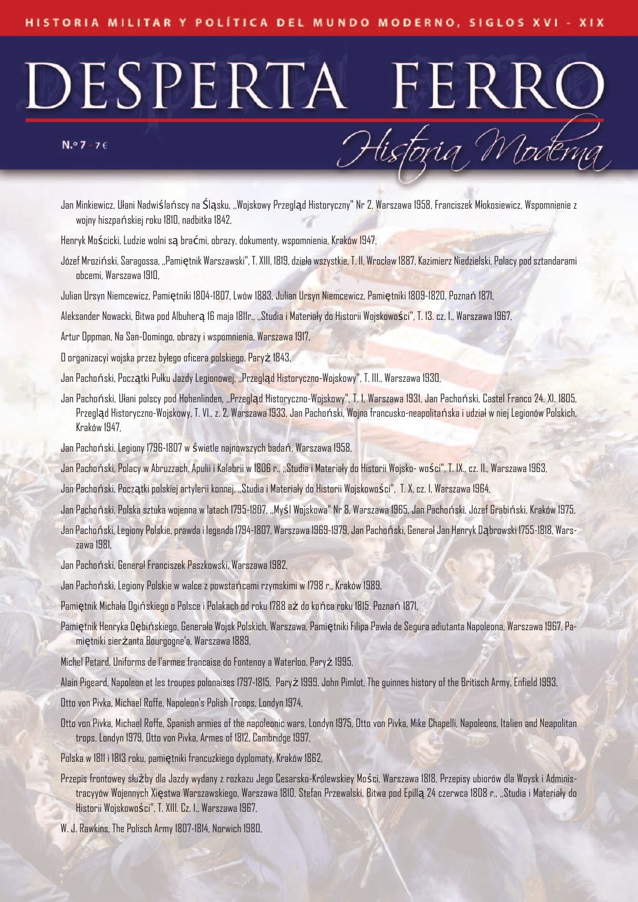Jan Minkiewicz, Ułani Nadwiślańscy na Śląsku, „Wojskowy Przegląd Historyczny" Nr 2, Warszawa 1958, Franciszek Młokosiewicz, Wspomnienie z wojny hiszpańskiej roku 1810, nadbitka 1842,

Henryk Mościcki, Ludzie wolni są braćmi, obrazy, dokumenty, wspomnienia, Kraków 1947,

Józef Mroziński, Saragossa, „Pamiętnik Warszawski", T. XIII, 1819, dzieła wszystkie, T. II, Wrocław 1887, Kazimierz Niedzielski, Polacy pod sztandarami obcemi, Warszawa 1910,

Julian Ursyn Niemcewicz, Pamiętniki 1804-1807, Lwów 1883, Julian Ursyn Niemcewicz, Pamiętniki 1809-1820, Poznań 1871,

Aleksander Nowacki, Bitwa pod Albuherą 16 maja 1811r., „Studia i Materiały do Historii Wojskowości", T. 13. cz. 1., Warszawa 1967,

Artur Oppman, Na San-Domingo, obrazy i wspomnienia, Warszawa 1917,

O organizacyi wojska przez byłego oficera polskiego, Paryż 1843,

Jan Pachoński, Początki Pułku Jazdy Legionowej, „Przegląd Historyczno-Wojskowy", T. III., Warszawa 1930,

Jan Pachoński, Ułani polscy pod Hohenlinden, „Przegląd Historyczno-Wojskowy", T. 1, Warszawa 1931, Jan Pachoński, Castel Franco 24. XI. 1805, Przegląd Historyczno-Wojskowy, T. VI., z. 2, Warszawa 1933, Jan Pachoński, Wojna francusko-neapolitańska i udział w niej Legionów Polskich, Kraków 1947,

Jan Pachoński, Legiony 1796-1807 w świetle najnowszych badań, Warszawa 1958,

Jan Pachoński, Polacy w Abruzzach, Apulii i Kalabrii w 1806 r., „Studia i Materiały do Historii Wojsko- wości", T. IX., cz. II., Warszawa 1963,

Jan Pachoński, Początki polskiej artylerii konnej, „Studia i Materiały do Historii Wojskowości", T. X, cz. I, Warszawa 1964,

Jan Pachoński, Polska sztuka wojenna w latach 1795-1807, „Myśl Wojskowa" Nr 8, Warszawa 1965, Jan Pachoński, Józef Grabiński, Kraków 1975,

Jan Pachoński, Legiony Polskie, prawda i legenda 1794-1807, Warszawa 1969-1979, Jan Pachoński, Generał Jan Henryk Dąbrowski 1755-1818, Warszawa 1981,

Jan Pachoński, Generał Franciszek Paszkowski, Warszawa 1982,

Jan Pachoński, Legiony Polskie w walce z powstańcami rzymskimi w 1798 r., Kraków 1989,

Pamiętnik Michała Ogińskiego o Polsce i Polakach od roku 1788 aż do końca roku 1815, Poznań 1871,

Pamiętnik Henryka Dębińskiego, Generała Wojsk Polskich, Warszawa, Pamiętniki Filipa Pawła de Segura adiutanta Napoleona, Warszawa 1967, Pamiętniki sierżanta Bourgogne'a, Warszawa 1889,

Michel Petard, Uniforms de l'armee francaise do Fontenoy a Waterloo, Paryż 1995,

Alain Pigeard, Napoleon et les troupes polonaises 1797-1815, Paryż 1999, John Pimlot, The guinnes history of the Britisch Army, Enfield 1993,

Otto von Pivka, Michael Roffe, Napoleon's Polish Troops, Londyn 1974,

Otto von Pivka, Michael Roffe, Spanish armies of the napoleonic wars, Londyn 1975, Otto von Pivka, Mike Chapelli, Napoleons, Italien and Neapolitan trops, Londyn 1979, Otto von Pivka, Armes of 1812, Cambridge 1997,

Polska w 1811 i 1813 roku, pamiętniki francuzkiego dyplomaty, Kraków 1862,

Przepis frontowey służby dla Jazdy wydany z rozkazu Jego Cesarsko-Królewskiey Mości, Warszawa 1818, Przepisy ubiorów dla Woysk i Administracyyów Wojennych Xięstwa Warszawskiego, Warszawa 1810, Stefan Przewalski, Bitwa pod Epillą 24 czerwca 1808 r., „Studia i Materiały do Historii Wojskowości", T. XIII. Cz. 1., Warszawa 1967,

W. J. Rawkins, The Polisch Army 1807-1814, Norwich 1980,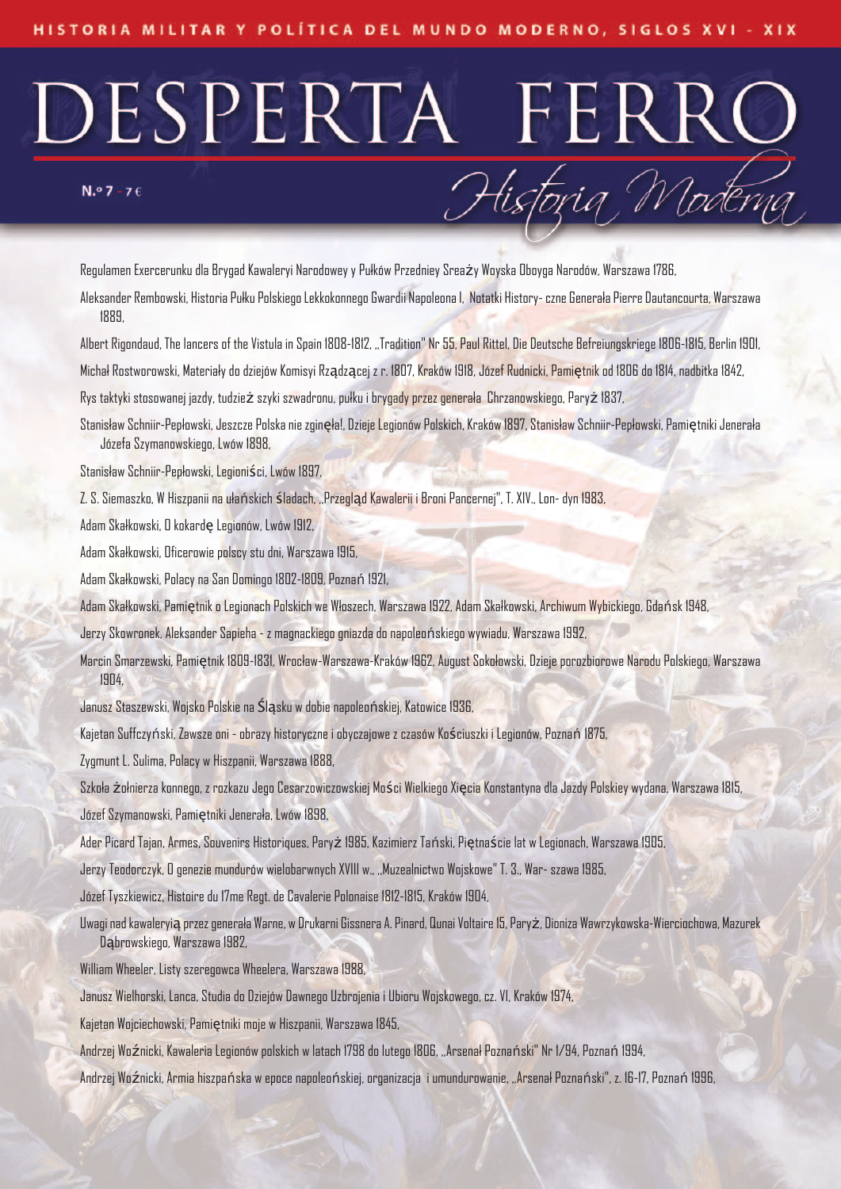Regulamen Exercerunku dla Brygad Kawaleryi Narodowey y Pułków Przedniey Sreaży Woyska Oboyga Narodów, Warszawa 1786,

Aleksander Rembowski, Historia Pułku Polskiego Lekkokonnego Gwardii Napoleona I, Notatki History- czne Generała Pierre Dautancourta, Warszawa 1889,

Albert Rigondaud, The lancers of the Vistula in Spain 1808-1812, „Tradition" Nr 55, Paul Rittel, Die Deutsche Befreiungskriege 1806-1815, Berlin 1901,

Michał Rostworowski, Materiały do dziejów Komisyi Rządzącej z r. 1807, Kraków 1918, Józef Rudnicki, Pamiętnik od 1806 do 1814, nadbitka 1842,

Rys taktyki stosowanej jazdy, tudzież szyki szwadronu, pułku i brygady przez generała Chrzanowskiego, Paryż 1837,

Stanisław Schniir-Pepłowski, Jeszcze Polska nie zginęła!, Dzieje Legionów Polskich, Kraków 1897, Stanisław Schniir-Pepłowski, Pamiętniki Jenerała Józefa Szymanowskiego, Lwów 1898,

Stanisław Schniir-Pepłowski, Legioniści, Lwów 1897,

Z. S. Siemaszko, W Hiszpanii na ułańskich śladach, „Przegląd Kawalerii i Broni Pancernej", T. XIV., Lon- dyn 1983,

Adam Skałkowski, O kokardę Legionów, Lwów 1912,

Adam Skałkowski, Oficerowie polscy stu dni, Warszawa 1915,

Adam Skałkowski, Polacy na San Domingo 1802-1809, Poznań 1921,

Adam Skałkowski, Pamiętnik o Legionach Polskich we Włoszech, Warszawa 1922, Adam Skałkowski, Archiwum Wybickiego, Gdańsk 1948,

Jerzy Skowronek, Aleksander Sapieha - z magnackiego gniazda do napoleońskiego wywiadu, Warszawa 1992,

Marcin Smarzewski, Pamiętnik 1809-1831, Wrocław-Warszawa-Kraków 1962, August Sokołowski, Dzieje porozbiorowe Narodu Polskiego, Warszawa 1904,

Janusz Staszewski, Wojsko Polskie na Śląsku w dobie napoleońskiej, Katowice 1936,

Kajetan Suffczyński, Zawsze oni - obrazy historyczne i obyczajowe z czasów Kościuszki i Legionów, Poznań 1875,

Zygmunt L. Sulima, Polacy w Hiszpanii, Warszawa 1888,

Szkoła żołnierza konnego, z rozkazu Jego Cesarzowiczowskiej Mości Wielkiego Xięcia Konstantyna dla Jazdy Polskiey wydana, Warszawa 1815,

Józef Szymanowski, Pamiętniki Jenerała, Lwów 1898,

Ader Picard Tajan, Armes, Souvenirs Historiques, Paryż 1985, Kazimierz Tański, Piętnaście lat w Legionach, Warszawa 1905,

Jerzy Teodorczyk, O genezie mundurów wielobarwnych XVIII w., „Muzealnictwo Wojskowe" T. 3., War- szawa 1985,

Józef Tyszkiewicz, Histoire du 17me Regt. de Cavalerie Polonaise 1812-1815, Kraków 1904,

Uwagi nad kawaleryią przez generała Warne, w Drukarni Gissnera A. Pinard, Qunai Voltaire 15, Paryż, Dioniza Wawrzykowska-Wierciochowa, Mazurek Dąbrowskiego, Warszawa 1982,

William Wheeler, Listy szeregowca Wheelera, Warszawa 1988,

Janusz Wielhorski, Lanca, Studia do Dziejów Dawnego Uzbrojenia i Ubioru Wojskowego, cz. VI, Kraków 1974,

Kajetan Wojciechowski, Pamiętniki moje w Hiszpanii, Warszawa 1845,

Andrzej Woźnicki, Kawaleria Legionów polskich w latach 1798 do lutego 1806, „Arsenał Poznański" Nr 1/94, Poznań 1994,

Andrzej Woźnicki, Armia hiszpańska w epoce napoleońskiej, organizacja i umundurowanie, „Arsenał Poznański", z. 16-17, Poznań 1996,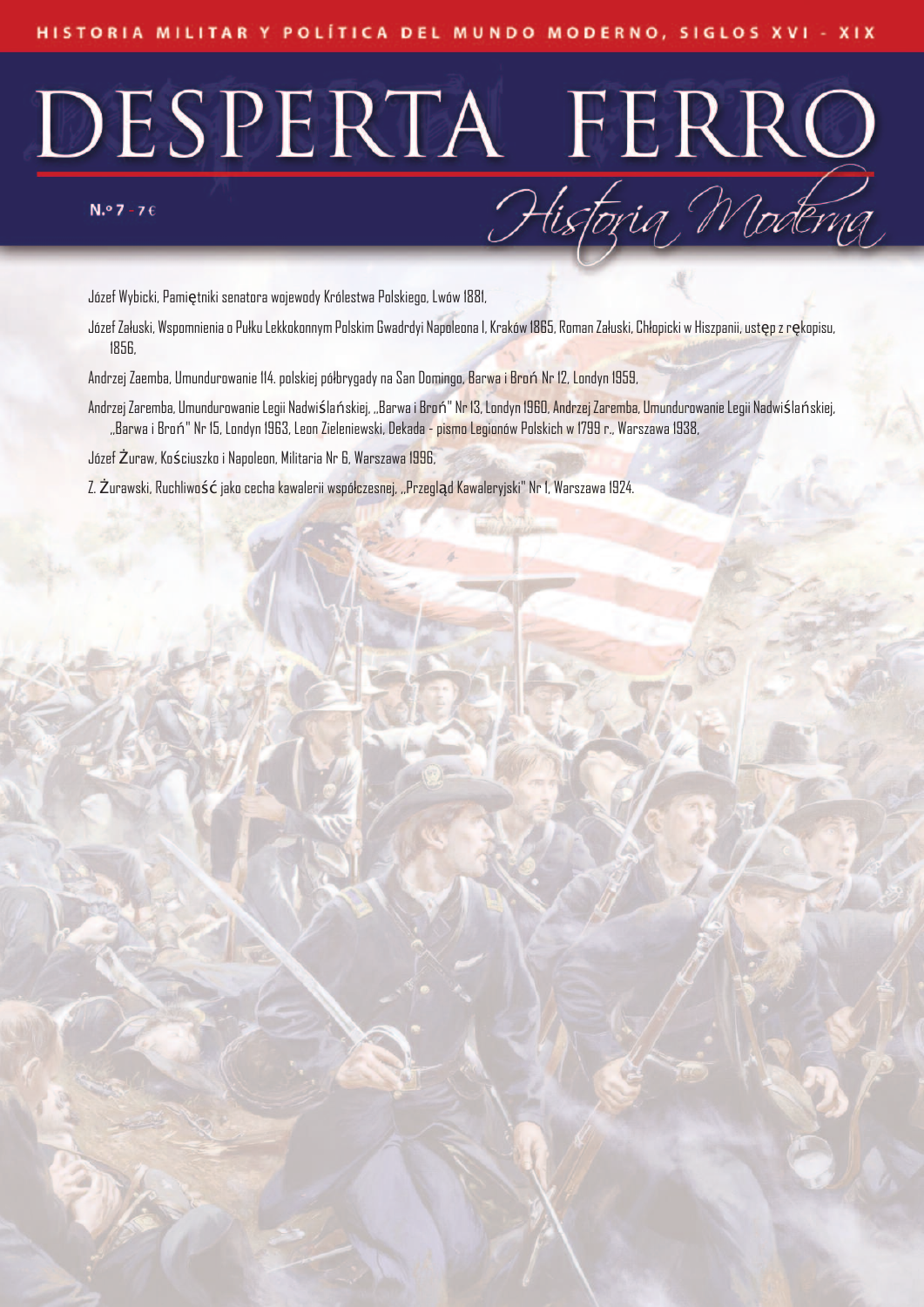Józef Wybicki, Pamiętniki senatora wojewody Królestwa Polskiego, Lwów 1881,

Józef Załuski, Wspomnienia o Pułku Lekkokonnym Polskim Gwadrdyi Napoleona I, Kraków 1865, Roman Załuski, Chłopicki w Hiszpanii, ustęp z rękopisu, 1856,

Andrzej Zaemba, Umundurowanie 114. polskiej półbrygady na San Domingo, Barwa i Broń Nr 12, Londyn 1959,

Andrzej Zaremba, Umundurowanie Legii Nadwiślańskiej, „Barwa i Broń" Nr 13, Londyn 1960, Andrzej Zaremba, Umundurowanie Legii Nadwiślańskiej, „Barwa i Broń" Nr 15, Londyn 1963, Leon Zieleniewski, Dekada - pismo Legionów Polskich w 1799 r., Warszawa 1938,

Józef Żuraw, Kościuszko i Napoleon, Militaria Nr 6, Warszawa 1996,

Z. Żurawski, Ruchliwość jako cecha kawalerii współczesnej, „Przegląd Kawaleryjski" Nr 1, Warszawa 1924.